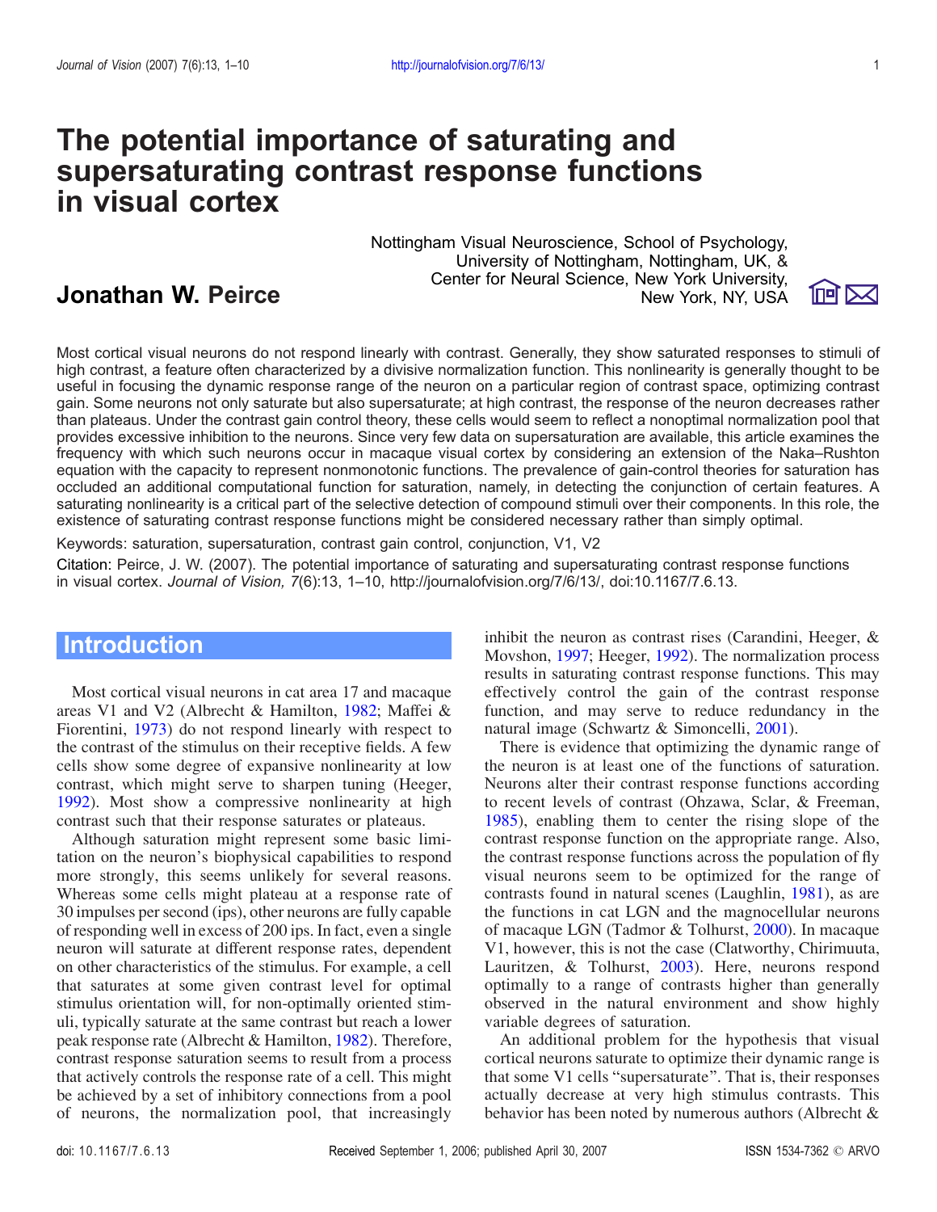# The potential importance of saturating and supersaturating contrast response functions in visual cortex

## Jonathan W. Peirce

Nottingham Visual Neuroscience, School of Psychology, University of Nottingham, Nottingham, UK, & Center for Neural Science, New York University, New York, NY, USA

Most cortical visual neurons do not respond linearly with contrast. Generally, they show saturated responses to stimuli of high contrast, a feature often characterized by a divisive normalization function. This nonlinearity is generally thought to be useful in focusing the dynamic response range of the neuron on a particular region of contrast space, optimizing contrast gain. Some neurons not only saturate but also supersaturate; at high contrast, the response of the neuron decreases rather than plateaus. Under the contrast gain control theory, these cells would seem to reflect a nonoptimal normalization pool that provides excessive inhibition to the neurons. Since very few data on supersaturation are available, this article examines the frequency with which such neurons occur in macaque visual cortex by considering an extension of the Naka–Rushton equation with the capacity to represent nonmonotonic functions. The prevalence of gain-control theories for saturation has occluded an additional computational function for saturation, namely, in detecting the conjunction of certain features. A saturating nonlinearity is a critical part of the selective detection of compound stimuli over their components. In this role, the existence of saturating contrast response functions might be considered necessary rather than simply optimal.

Keywords: saturation, supersaturation, contrast gain control, conjunction, V1, V2

Citation: Peirce, J. W. (2007). The potential importance of saturating and supersaturating contrast response functions in visual cortex. *Journal of Vision, 7*(6):13, 1–10, http://journalofvision.org/7/6/13/, doi:10.1167/7.6.13.

## Introduction

Most cortical visual neurons in cat area 17 and macaque areas V1 and V2 (Albrecht & Hamilton, 1982; Maffei & Fiorentini, 1973) do not respond linearly with respect to the contrast of the stimulus on their receptive fields. A few cells show some degree of expansive nonlinearity at low contrast, which might serve to sharpen tuning (Heeger, 1992). Most show a compressive nonlinearity at high contrast such that their responses saturates or plateaus.

Although saturation might represent some basic limitation on the neuron's biophysical capabilities to respond more strongly, this seems unlikely for several reasons. Whereas some cells might plateau at a response rate of 30 impulses per second (ips), other neurons are fully capable of responding well in excess of 200 ips. In fact, even a single neuron will saturate at different response rates, dependent on other characteristics of the stimulus. For example, a cell that saturates at some given contrast level for optimal stimulus orientation will, for non-optimally oriented stimuli, typically saturate at the same contrast but reach a lower peak response rate (Albrecht & Hamilton, 1982). Therefore, contrast response saturation seems to result from a process that actively controls the response rate of a cell. This might be achieved by a set of inhibitory connections from a pool of neurons, the normalization pool, that increasingly inhibit the neuron as contrast rises (Carandini, Heeger, & Movshon, 1997; Heeger, 1992). The normalization process results in saturating contrast response functions. This may effectively control the gain of the contrast response function, and may serve to reduce redundancy in the natural image (Schwartz & Simoncelli, 2001).

There is evidence that optimizing the dynamic range of the neuron is at least one of the functions of saturation. Neurons alter their contrast response functions according to recent levels of contrast (Ohzawa, Sclar, & Freeman, 1985), enabling them to center the rising slope of the contrast response function on the appropriate range. Also, the contrast response functions across the population of fly visual neurons seem to be optimized for the range of contrasts found in natural scenes (Laughlin, 1981), as are the functions in cat LGN and the magnocellular neurons of macaque LGN (Tadmor & Tolhurst, 2000). In macaque V1, however, this is not the case (Clatworthy, Chirimuuta, Lauritzen, & Tolhurst, 2003). Here, neurons respond optimally to a range of contrasts higher than generally observed in the natural environment and show highly variable degrees of saturation.

An additional problem for the hypothesis that visual cortical neurons saturate to optimize their dynamic range is that some V1 cells "supersaturate". That is, their responses actually decrease at very high stimulus contrasts. This behavior has been noted by numerous authors (Albrecht &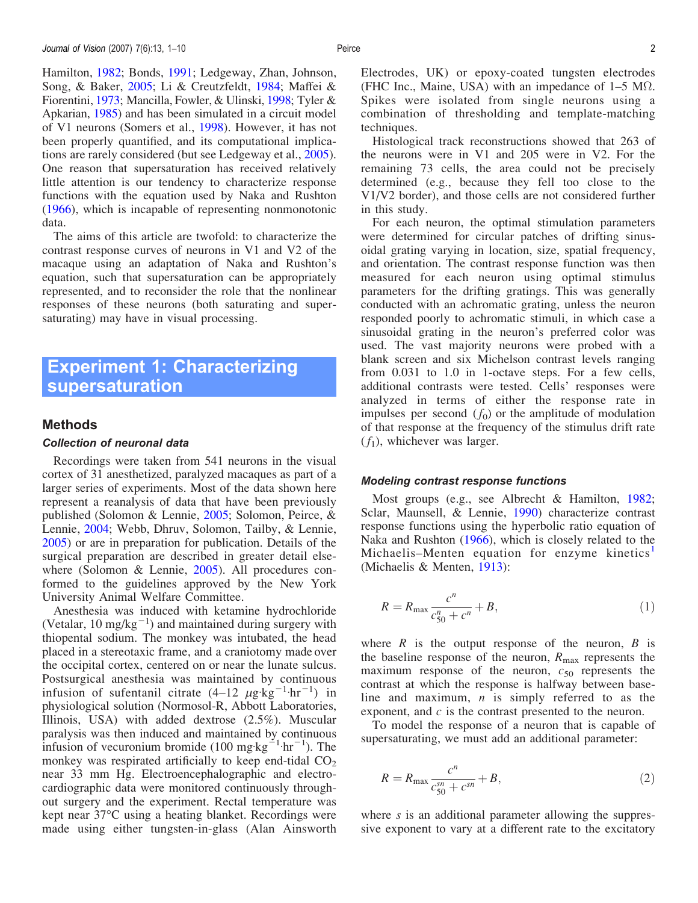Hamilton, 1982; Bonds, 1991; Ledgeway, Zhan, Johnson, Song, & Baker, 2005; Li & Creutzfeldt, 1984; Maffei & Fiorentini, 1973; Mancilla, Fowler, & Ulinski, 1998; Tyler & Apkarian, 1985) and has been simulated in a circuit model of V1 neurons (Somers et al., 1998). However, it has not been properly quantified, and its computational implications are rarely considered (but see Ledgeway et al., 2005). One reason that supersaturation has received relatively little attention is our tendency to characterize response functions with the equation used by Naka and Rushton (1966), which is incapable of representing nonmonotonic data.

The aims of this article are twofold: to characterize the contrast response curves of neurons in V1 and V2 of the macaque using an adaptation of Naka and Rushton's equation, such that supersaturation can be appropriately represented, and to reconsider the role that the nonlinear responses of these neurons (both saturating and supersaturating) may have in visual processing.

# Experiment 1: Characterizing supersaturation

## Methods

### Collection of neuronal data

Recordings were taken from 541 neurons in the visual cortex of 31 anesthetized, paralyzed macaques as part of a larger series of experiments. Most of the data shown here represent a reanalysis of data that have been previously published (Solomon & Lennie, 2005; Solomon, Peirce, & Lennie, 2004; Webb, Dhruv, Solomon, Tailby, & Lennie, 2005) or are in preparation for publication. Details of the surgical preparation are described in greater detail elsewhere (Solomon & Lennie, 2005). All procedures conformed to the guidelines approved by the New York University Animal Welfare Committee.

Anesthesia was induced with ketamine hydrochloride (Vetalar, 10 $\text{mg/kg}^{-1}$) and maintained during surgery with thiopental sodium. The monkey was intubated, the head placed in a stereotaxic frame, and a craniotomy made over the occipital cortex, centered on or near the lunate sulcus. Postsurgical anesthesia was maintained by continuous infusion of sufentanil citrate (4–12 $\mu\text{g}\cdot\text{kg}^{-1}\cdot\text{hr}^{-1}$) in physiological solution (Normosol-R, Abbott Laboratories, Illinois, USA) with added dextrose (2.5%). Muscular paralysis was then induced and maintained by continuous infusion of vecuronium bromide (100 $\text{mg}\cdot\text{kg}^{-1}\cdot\text{hr}^{-1}$). The monkey was respirated artificially to keep end-tidal $CO_2$ near 33 mm Hg. Electroencephalographic and electrocardiographic data were monitored continuously throughout surgery and the experiment. Rectal temperature was kept near 37°C using a heating blanket. Recordings were made using either tungsten-in-glass (Alan Ainsworth Electrodes, UK) or epoxy-coated tungsten electrodes (FHC Inc., Maine, USA) with an impedance of 1–5 M$\Omega$. Spikes were isolated from single neurons using a combination of thresholding and template-matching techniques.

Histological track reconstructions showed that 263 of the neurons were in V1 and 205 were in V2. For the remaining 73 cells, the area could not be precisely determined (e.g., because they fell too close to the V1/V2 border), and those cells are not considered further in this study.

For each neuron, the optimal stimulation parameters were determined for circular patches of drifting sinusoidal grating varying in location, size, spatial frequency, and orientation. The contrast response function was then measured for each neuron using optimal stimulus parameters for the drifting gratings. This was generally conducted with an achromatic grating, unless the neuron responded poorly to achromatic stimuli, in which case a sinusoidal grating in the neuron's preferred color was used. The vast majority neurons were probed with a blank screen and six Michelson contrast levels ranging from 0.031 to 1.0 in 1-octave steps. For a few cells, additional contrasts were tested. Cells' responses were analyzed in terms of either the response rate in impulses per second ($f_0$) or the amplitude of modulation of that response at the frequency of the stimulus drift rate ($f_1$), whichever was larger.

### Modeling contrast response functions

Most groups (e.g., see Albrecht & Hamilton, 1982; Sclar, Maunsell, & Lennie, 1990) characterize contrast response functions using the hyperbolic ratio equation of Naka and Rushton (1966), which is closely related to the Michaelis–Menten equation for enzyme kinetics[1] (Michaelis & Menten, 1913):

$$R = R_{\max}\frac{c^n}{c_{50}^n + c^n} + B, \tag{1}$$

where $R$ is the output response of the neuron, $B$ is the baseline response of the neuron, $R_{\max}$ represents the maximum response of the neuron, $c_{50}$ represents the contrast at which the response is halfway between baseline and maximum, $n$ is simply referred to as the exponent, and $c$ is the contrast presented to the neuron.

To model the response of a neuron that is capable of supersaturating, we must add an additional parameter:

$$R = R_{\max}\frac{c^n}{c_{50}^{sn} + c^{sn}} + B, \tag{2}$$

where $s$ is an additional parameter allowing the suppressive exponent to vary at a different rate to the excitatory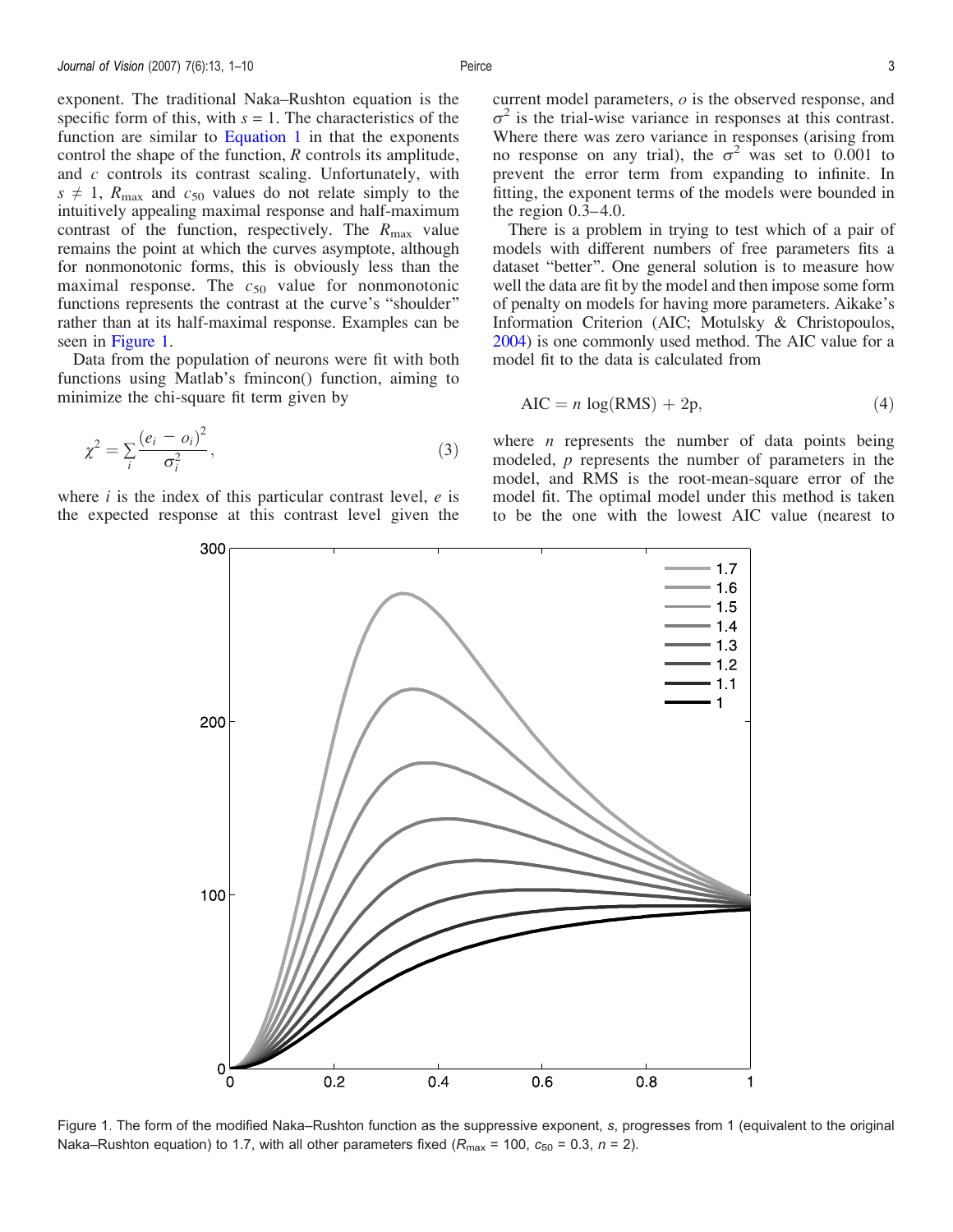exponent. The traditional Naka–Rushton equation is the specific form of this, with $s = 1$. The characteristics of the function are similar to Equation 1 in that the exponents control the shape of the function, $R$ controls its amplitude, and $c$ controls its contrast scaling. Unfortunately, with $s \neq 1$, $R_{\max}$ and $c_{50}$ values do not relate simply to the intuitively appealing maximal response and half-maximum contrast of the function, respectively. The $R_{\max}$ value remains the point at which the curves asymptote, although for nonmonotonic forms, this is obviously less than the maximal response. The $c_{50}$ value for nonmonotonic functions represents the contrast at the curve's "shoulder" rather than at its half-maximal response. Examples can be seen in Figure 1.

Data from the population of neurons were fit with both functions using Matlab's fmincon() function, aiming to minimize the chi-square fit term given by

$$\chi^2 = \sum_i \frac{(e_i - o_i)^2}{\sigma_i^2}, \tag{3}$$

where $i$ is the index of this particular contrast level, $e$ is the expected response at this contrast level given the current model parameters, $o$ is the observed response, and $\sigma^2$ is the trial-wise variance in responses at this contrast. Where there was zero variance in responses (arising from no response on any trial), the $\sigma^2$ was set to 0.001 to prevent the error term from expanding to infinite. In fitting, the exponent terms of the models were bounded in the region 0.3–4.0.

There is a problem in trying to test which of a pair of models with different numbers of free parameters fits a dataset "better". One general solution is to measure how well the data are fit by the model and then impose some form of penalty on models for having more parameters. Aikake's Information Criterion (AIC; Motulsky & Christopoulos, 2004) is one commonly used method. The AIC value for a model fit to the data is calculated from

$$\text{AIC} = n \log(\text{RMS}) + 2\text{p}, \tag{4}$$

where $n$ represents the number of data points being modeled, $p$ represents the number of parameters in the model, and RMS is the root-mean-square error of the model fit. The optimal model under this method is taken to be the one with the lowest AIC value (nearest to

Figure 1. The form of the modified Naka–Rushton function as the suppressive exponent, $s$, progresses from 1 (equivalent to the original Naka–Rushton equation) to 1.7, with all other parameters fixed ($R_{\max} = 100$, $c_{50} = 0.3$, $n = 2$).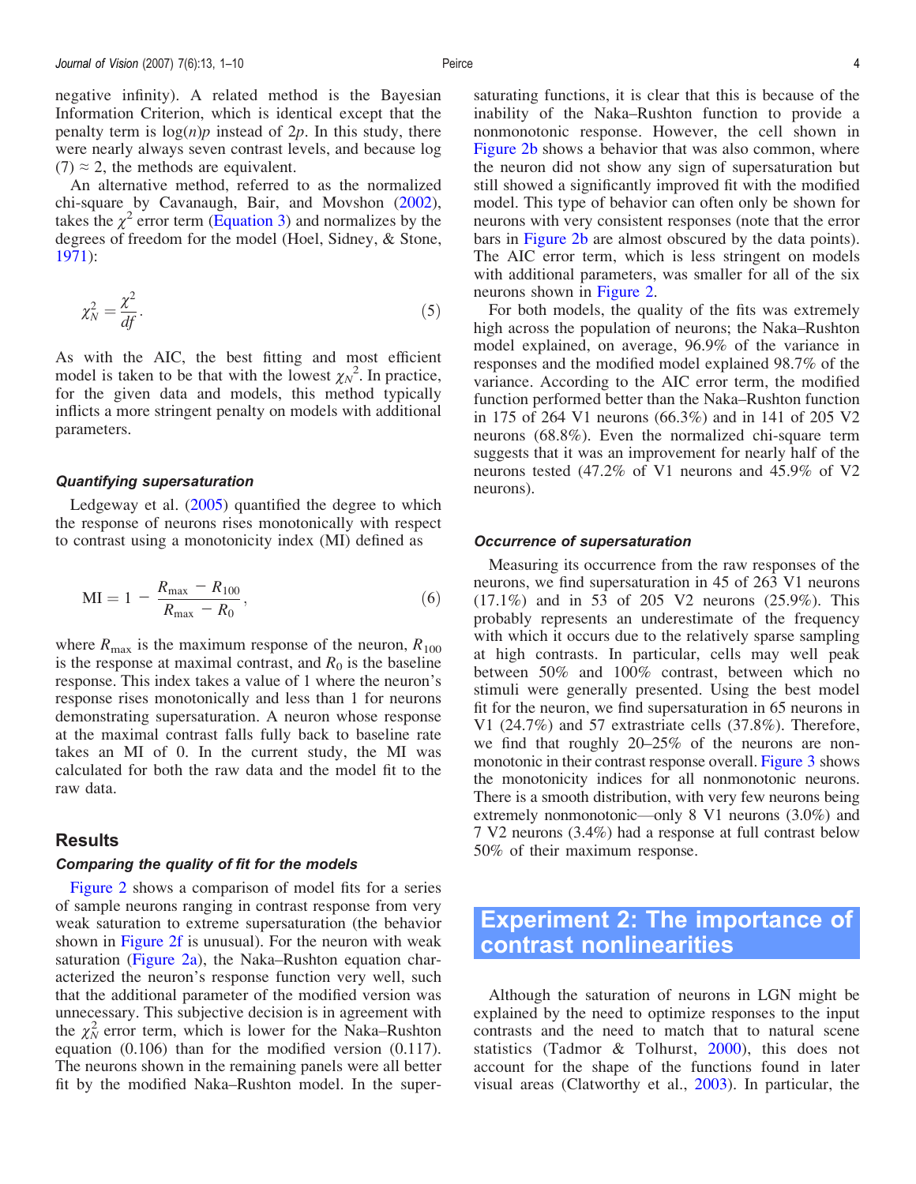negative infinity). A related method is the Bayesian Information Criterion, which is identical except that the penalty term is $\log(n)p$ instead of $2p$. In this study, there were nearly always seven contrast levels, and because log (7) ≈ 2, the methods are equivalent.

An alternative method, referred to as the normalized chi-square by Cavanaugh, Bair, and Movshon (2002), takes the $\chi^2$ error term (Equation 3) and normalizes by the degrees of freedom for the model (Hoel, Sidney, & Stone, 1971):

$$\chi_N^2 = \frac{\chi^2}{df}. \tag{5}$$

As with the AIC, the best fitting and most efficient model is taken to be that with the lowest $\chi_N^2$. In practice, for the given data and models, this method typically inflicts a more stringent penalty on models with additional parameters.

### *Quantifying supersaturation*

Ledgeway et al. (2005) quantified the degree to which the response of neurons rises monotonically with respect to contrast using a monotonicity index (MI) defined as

$$\text{MI} = 1 - \frac{R_{\max} - R_{100}}{R_{\max} - R_0}, \tag{6}$$

where $R_{\max}$ is the maximum response of the neuron, $R_{100}$ is the response at maximal contrast, and $R_0$ is the baseline response. This index takes a value of 1 where the neuron's response rises monotonically and less than 1 for neurons demonstrating supersaturation. A neuron whose response at the maximal contrast falls fully back to baseline rate takes an MI of 0. In the current study, the MI was calculated for both the raw data and the model fit to the raw data.

## Results

### *Comparing the quality of fit for the models*

Figure 2 shows a comparison of model fits for a series of sample neurons ranging in contrast response from very weak saturation to extreme supersaturation (the behavior shown in Figure 2f is unusual). For the neuron with weak saturation (Figure 2a), the Naka–Rushton equation characterized the neuron's response function very well, such that the additional parameter of the modified version was unnecessary. This subjective decision is in agreement with the $\chi_N^2$ error term, which is lower for the Naka–Rushton equation (0.106) than for the modified version (0.117). The neurons shown in the remaining panels were all better fit by the modified Naka–Rushton model. In the supersaturating functions, it is clear that this is because of the inability of the Naka–Rushton function to provide a nonmonotonic response. However, the cell shown in Figure 2b shows a behavior that was also common, where the neuron did not show any sign of supersaturation but still showed a significantly improved fit with the modified model. This type of behavior can often only be shown for neurons with very consistent responses (note that the error bars in Figure 2b are almost obscured by the data points). The AIC error term, which is less stringent on models with additional parameters, was smaller for all of the six neurons shown in Figure 2.

For both models, the quality of the fits was extremely high across the population of neurons; the Naka–Rushton model explained, on average, 96.9% of the variance in responses and the modified model explained 98.7% of the variance. According to the AIC error term, the modified function performed better than the Naka–Rushton function in 175 of 264 V1 neurons (66.3%) and in 141 of 205 V2 neurons (68.8%). Even the normalized chi-square term suggests that it was an improvement for nearly half of the neurons tested (47.2% of V1 neurons and 45.9% of V2 neurons).

### *Occurrence of supersaturation*

Measuring its occurrence from the raw responses of the neurons, we find supersaturation in 45 of 263 V1 neurons (17.1%) and in 53 of 205 V2 neurons (25.9%). This probably represents an underestimate of the frequency with which it occurs due to the relatively sparse sampling at high contrasts. In particular, cells may well peak between 50% and 100% contrast, between which no stimuli were generally presented. Using the best model fit for the neuron, we find supersaturation in 65 neurons in V1 (24.7%) and 57 extrastriate cells (37.8%). Therefore, we find that roughly 20–25% of the neurons are nonmonotonic in their contrast response overall. Figure 3 shows the monotonicity indices for all nonmonotonic neurons. There is a smooth distribution, with very few neurons being extremely nonmonotonic—only 8 V1 neurons (3.0%) and 7 V2 neurons (3.4%) had a response at full contrast below 50% of their maximum response.

# Experiment 2: The importance of contrast nonlinearities

Although the saturation of neurons in LGN might be explained by the need to optimize responses to the input contrasts and the need to match that to natural scene statistics (Tadmor & Tolhurst, 2000), this does not account for the shape of the functions found in later visual areas (Clatworthy et al., 2003). In particular, the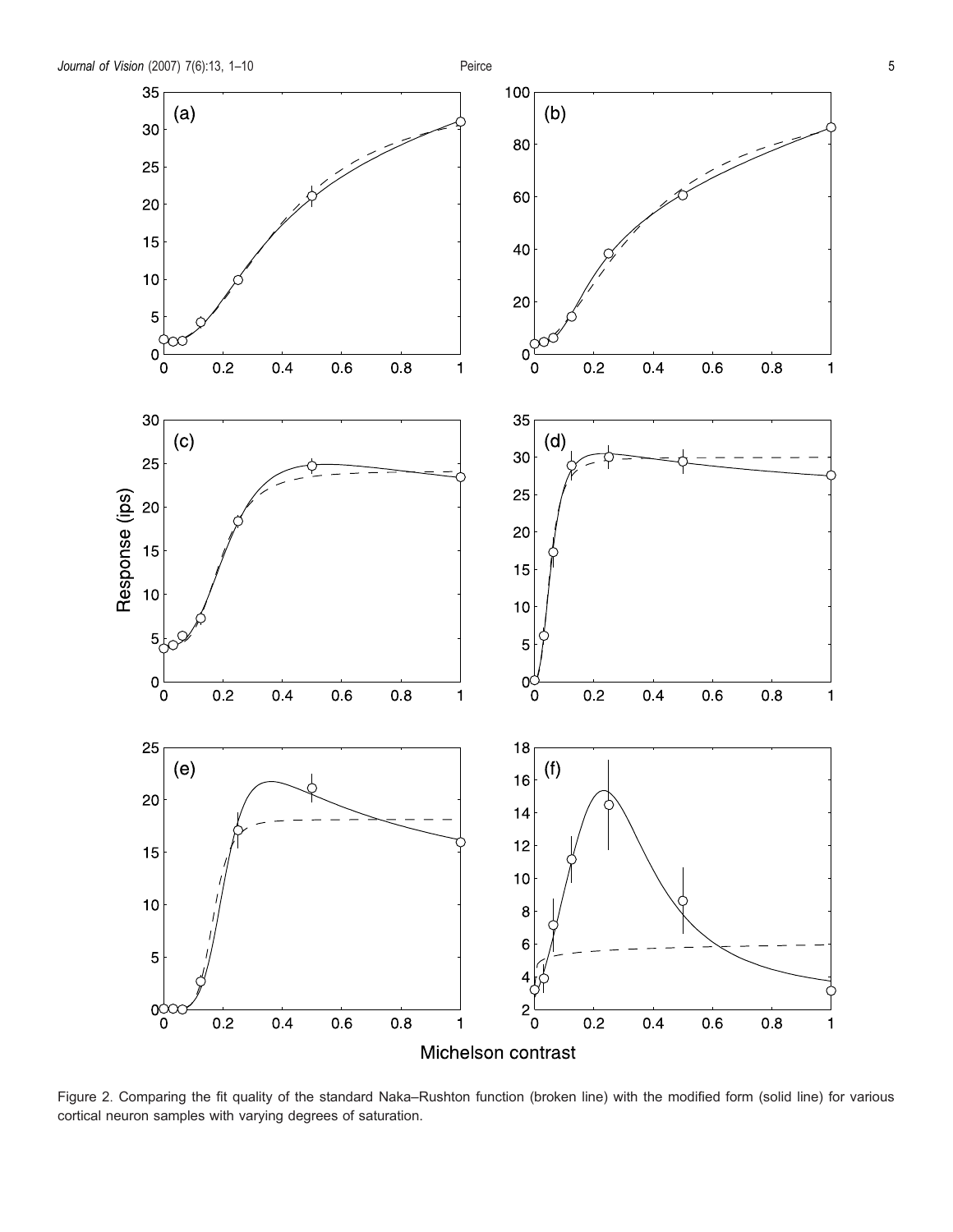Figure 2. Comparing the fit quality of the standard Naka–Rushton function (broken line) with the modified form (solid line) for various cortical neuron samples with varying degrees of saturation.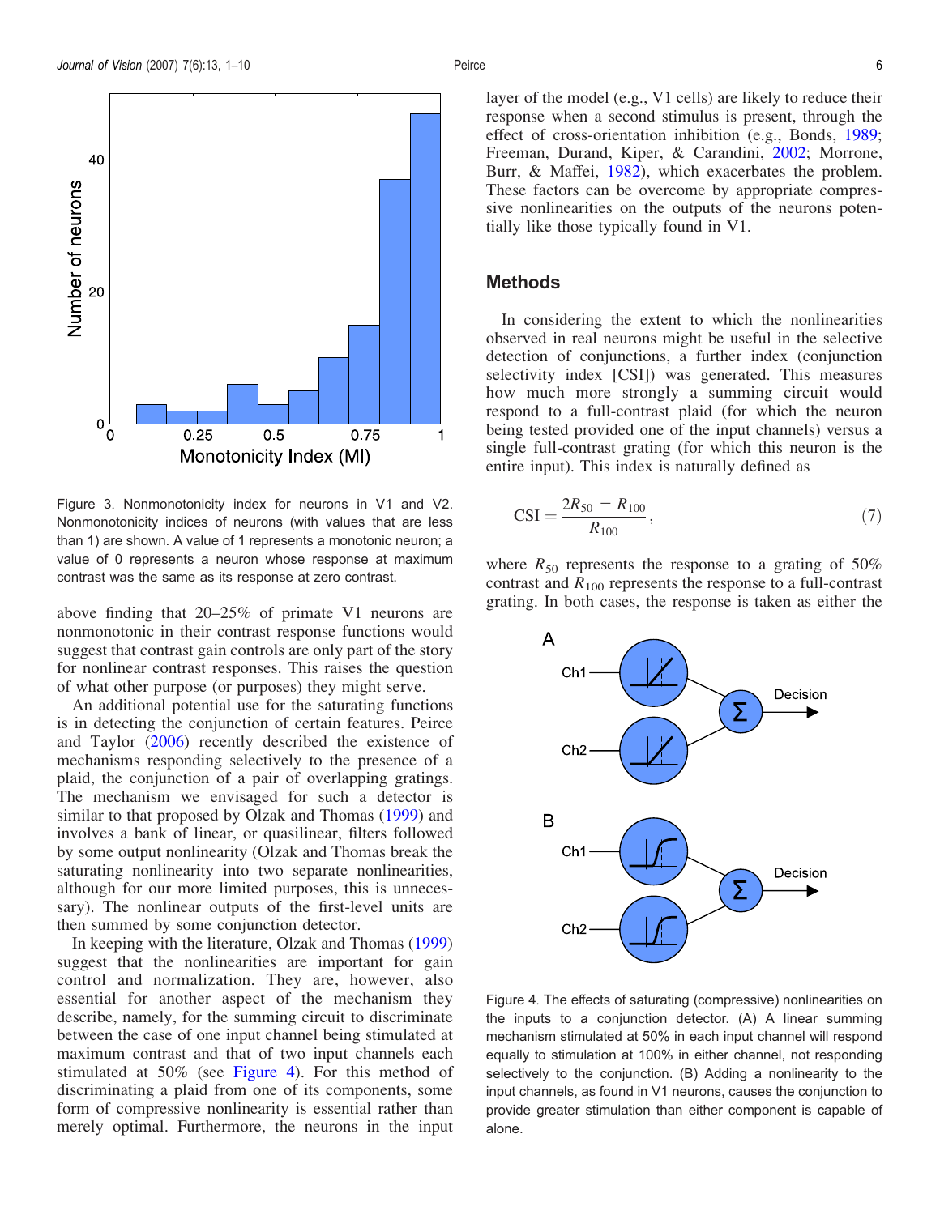Figure 3. Nonmonotonicity index for neurons in V1 and V2. Nonmonotonicity indices of neurons (with values that are less than 1) are shown. A value of 1 represents a monotonic neuron; a value of 0 represents a neuron whose response at maximum contrast was the same as its response at zero contrast.

above finding that 20–25% of primate V1 neurons are nonmonotonic in their contrast response functions would suggest that contrast gain controls are only part of the story for nonlinear contrast responses. This raises the question of what other purpose (or purposes) they might serve.

An additional potential use for the saturating functions is in detecting the conjunction of certain features. Peirce and Taylor (2006) recently described the existence of mechanisms responding selectively to the presence of a plaid, the conjunction of a pair of overlapping gratings. The mechanism we envisaged for such a detector is similar to that proposed by Olzak and Thomas (1999) and involves a bank of linear, or quasilinear, filters followed by some output nonlinearity (Olzak and Thomas break the saturating nonlinearity into two separate nonlinearities, although for our more limited purposes, this is unnecessary). The nonlinear outputs of the first-level units are then summed by some conjunction detector.

In keeping with the literature, Olzak and Thomas (1999) suggest that the nonlinearities are important for gain control and normalization. They are, however, also essential for another aspect of the mechanism they describe, namely, for the summing circuit to discriminate between the case of one input channel being stimulated at maximum contrast and that of two input channels each stimulated at 50% (see Figure 4). For this method of discriminating a plaid from one of its components, some form of compressive nonlinearity is essential rather than merely optimal. Furthermore, the neurons in the input layer of the model (e.g., V1 cells) are likely to reduce their response when a second stimulus is present, through the effect of cross-orientation inhibition (e.g., Bonds, 1989; Freeman, Durand, Kiper, & Carandini, 2002; Morrone, Burr, & Maffei, 1982), which exacerbates the problem. These factors can be overcome by appropriate compressive nonlinearities on the outputs of the neurons potentially like those typically found in V1.

## Methods

In considering the extent to which the nonlinearities observed in real neurons might be useful in the selective detection of conjunctions, a further index (conjunction selectivity index [CSI]) was generated. This measures how much more strongly a summing circuit would respond to a full-contrast plaid (for which the neuron being tested provided one of the input channels) versus a single full-contrast grating (for which this neuron is the entire input). This index is naturally defined as

$$\mathrm{CSI} = \frac{2R_{50} - R_{100}}{R_{100}}, \tag{7}$$

where $R_{50}$ represents the response to a grating of 50% contrast and $R_{100}$ represents the response to a full-contrast grating. In both cases, the response is taken as either the

Figure 4. The effects of saturating (compressive) nonlinearities on the inputs to a conjunction detector. (A) A linear summing mechanism stimulated at 50% in each input channel will respond equally to stimulation at 100% in either channel, not responding selectively to the conjunction. (B) Adding a nonlinearity to the input channels, as found in V1 neurons, causes the conjunction to provide greater stimulation than either component is capable of alone.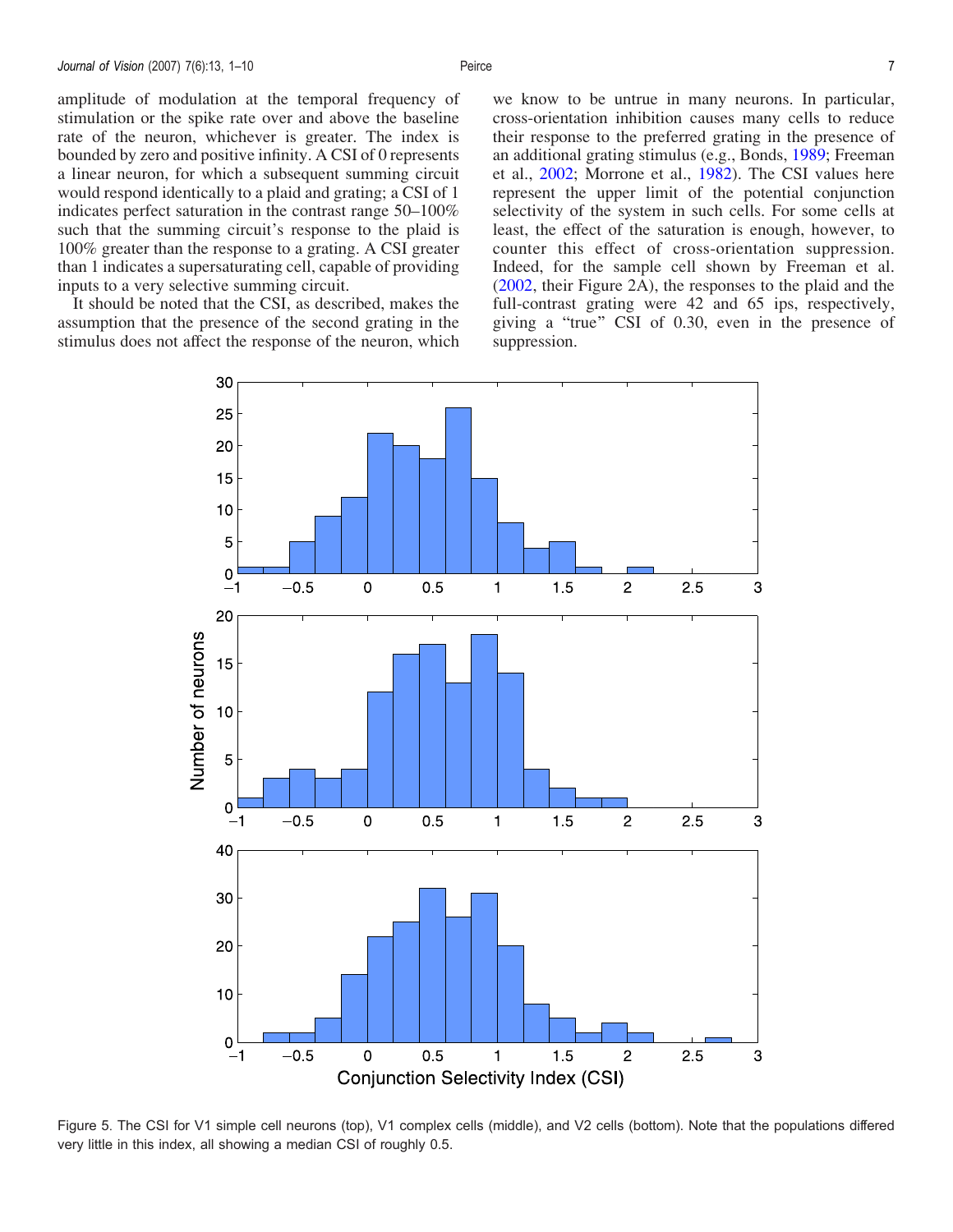amplitude of modulation at the temporal frequency of stimulation or the spike rate over and above the baseline rate of the neuron, whichever is greater. The index is bounded by zero and positive infinity. A CSI of 0 represents a linear neuron, for which a subsequent summing circuit would respond identically to a plaid and grating; a CSI of 1 indicates perfect saturation in the contrast range 50–100% such that the summing circuit's response to the plaid is 100% greater than the response to a grating. A CSI greater than 1 indicates a supersaturating cell, capable of providing inputs to a very selective summing circuit.

It should be noted that the CSI, as described, makes the assumption that the presence of the second grating in the stimulus does not affect the response of the neuron, which we know to be untrue in many neurons. In particular, cross-orientation inhibition causes many cells to reduce their response to the preferred grating in the presence of an additional grating stimulus (e.g., Bonds, 1989; Freeman et al., 2002; Morrone et al., 1982). The CSI values here represent the upper limit of the potential conjunction selectivity of the system in such cells. For some cells at least, the effect of the saturation is enough, however, to counter this effect of cross-orientation suppression. Indeed, for the sample cell shown by Freeman et al. (2002, their Figure 2A), the responses to the plaid and the full-contrast grating were 42 and 65 ips, respectively, giving a "true" CSI of 0.30, even in the presence of suppression.

Figure 5. The CSI for V1 simple cell neurons (top), V1 complex cells (middle), and V2 cells (bottom). Note that the populations differed very little in this index, all showing a median CSI of roughly 0.5.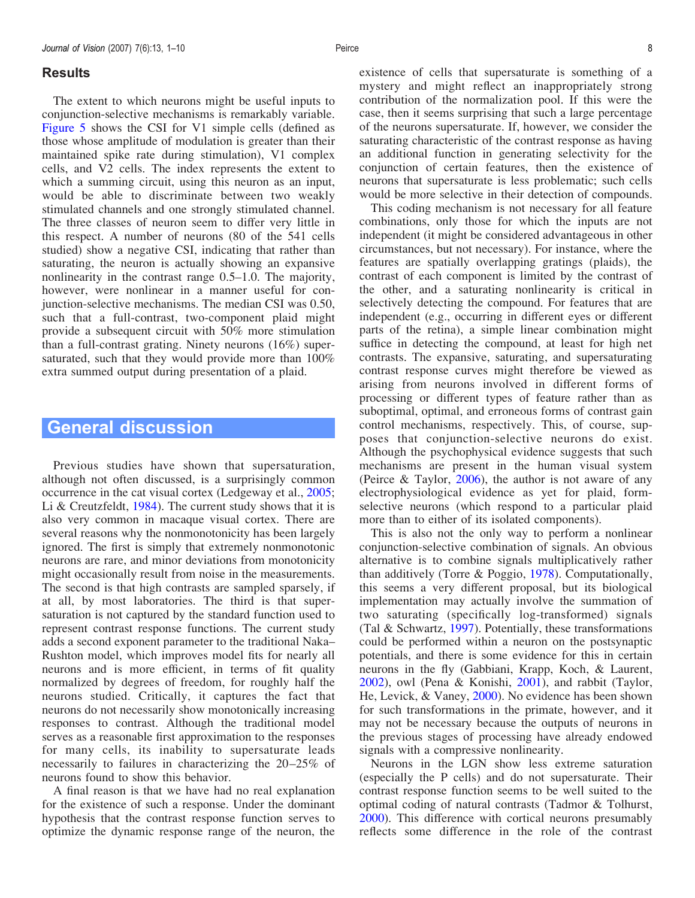## Results

The extent to which neurons might be useful inputs to conjunction-selective mechanisms is remarkably variable. Figure 5 shows the CSI for V1 simple cells (defined as those whose amplitude of modulation is greater than their maintained spike rate during stimulation), V1 complex cells, and V2 cells. The index represents the extent to which a summing circuit, using this neuron as an input, would be able to discriminate between two weakly stimulated channels and one strongly stimulated channel. The three classes of neuron seem to differ very little in this respect. A number of neurons (80 of the 541 cells studied) show a negative CSI, indicating that rather than saturating, the neuron is actually showing an expansive nonlinearity in the contrast range 0.5–1.0. The majority, however, were nonlinear in a manner useful for conjunction-selective mechanisms. The median CSI was 0.50, such that a full-contrast, two-component plaid might provide a subsequent circuit with 50% more stimulation than a full-contrast grating. Ninety neurons (16%) supersaturated, such that they would provide more than 100% extra summed output during presentation of a plaid.

## General discussion

Previous studies have shown that supersaturation, although not often discussed, is a surprisingly common occurrence in the cat visual cortex (Ledgeway et al., 2005; Li & Creutzfeldt, 1984). The current study shows that it is also very common in macaque visual cortex. There are several reasons why the nonmonotonicity has been largely ignored. The first is simply that extremely nonmonotonic neurons are rare, and minor deviations from monotonicity might occasionally result from noise in the measurements. The second is that high contrasts are sampled sparsely, if at all, by most laboratories. The third is that supersaturation is not captured by the standard function used to represent contrast response functions. The current study adds a second exponent parameter to the traditional Naka–Rushton model, which improves model fits for nearly all neurons and is more efficient, in terms of fit quality normalized by degrees of freedom, for roughly half the neurons studied. Critically, it captures the fact that neurons do not necessarily show monotonically increasing responses to contrast. Although the traditional model serves as a reasonable first approximation to the responses for many cells, its inability to supersaturate leads necessarily to failures in characterizing the 20–25% of neurons found to show this behavior.

A final reason is that we have had no real explanation for the existence of such a response. Under the dominant hypothesis that the contrast response function serves to optimize the dynamic response range of the neuron, the existence of cells that supersaturate is something of a mystery and might reflect an inappropriately strong contribution of the normalization pool. If this were the case, then it seems surprising that such a large percentage of the neurons supersaturate. If, however, we consider the saturating characteristic of the contrast response as having an additional function in generating selectivity for the conjunction of certain features, then the existence of neurons that supersaturate is less problematic; such cells would be more selective in their detection of compounds.

This coding mechanism is not necessary for all feature combinations, only those for which the inputs are not independent (it might be considered advantageous in other circumstances, but not necessary). For instance, where the features are spatially overlapping gratings (plaids), the contrast of each component is limited by the contrast of the other, and a saturating nonlinearity is critical in selectively detecting the compound. For features that are independent (e.g., occurring in different eyes or different parts of the retina), a simple linear combination might suffice in detecting the compound, at least for high net contrasts. The expansive, saturating, and supersaturating contrast response curves might therefore be viewed as arising from neurons involved in different forms of processing or different types of feature rather than as suboptimal, optimal, and erroneous forms of contrast gain control mechanisms, respectively. This, of course, supposes that conjunction-selective neurons do exist. Although the psychophysical evidence suggests that such mechanisms are present in the human visual system (Peirce & Taylor, 2006), the author is not aware of any electrophysiological evidence as yet for plaid, form-selective neurons (which respond to a particular plaid more than to either of its isolated components).

This is also not the only way to perform a nonlinear conjunction-selective combination of signals. An obvious alternative is to combine signals multiplicatively rather than additively (Torre & Poggio, 1978). Computationally, this seems a very different proposal, but its biological implementation may actually involve the summation of two saturating (specifically log-transformed) signals (Tal & Schwartz, 1997). Potentially, these transformations could be performed within a neuron on the postsynaptic potentials, and there is some evidence for this in certain neurons in the fly (Gabbiani, Krapp, Koch, & Laurent, 2002), owl (Pena & Konishi, 2001), and rabbit (Taylor, He, Levick, & Vaney, 2000). No evidence has been shown for such transformations in the primate, however, and it may not be necessary because the outputs of neurons in the previous stages of processing have already endowed signals with a compressive nonlinearity.

Neurons in the LGN show less extreme saturation (especially the P cells) and do not supersaturate. Their contrast response function seems to be well suited to the optimal coding of natural contrasts (Tadmor & Tolhurst, 2000). This difference with cortical neurons presumably reflects some difference in the role of the contrast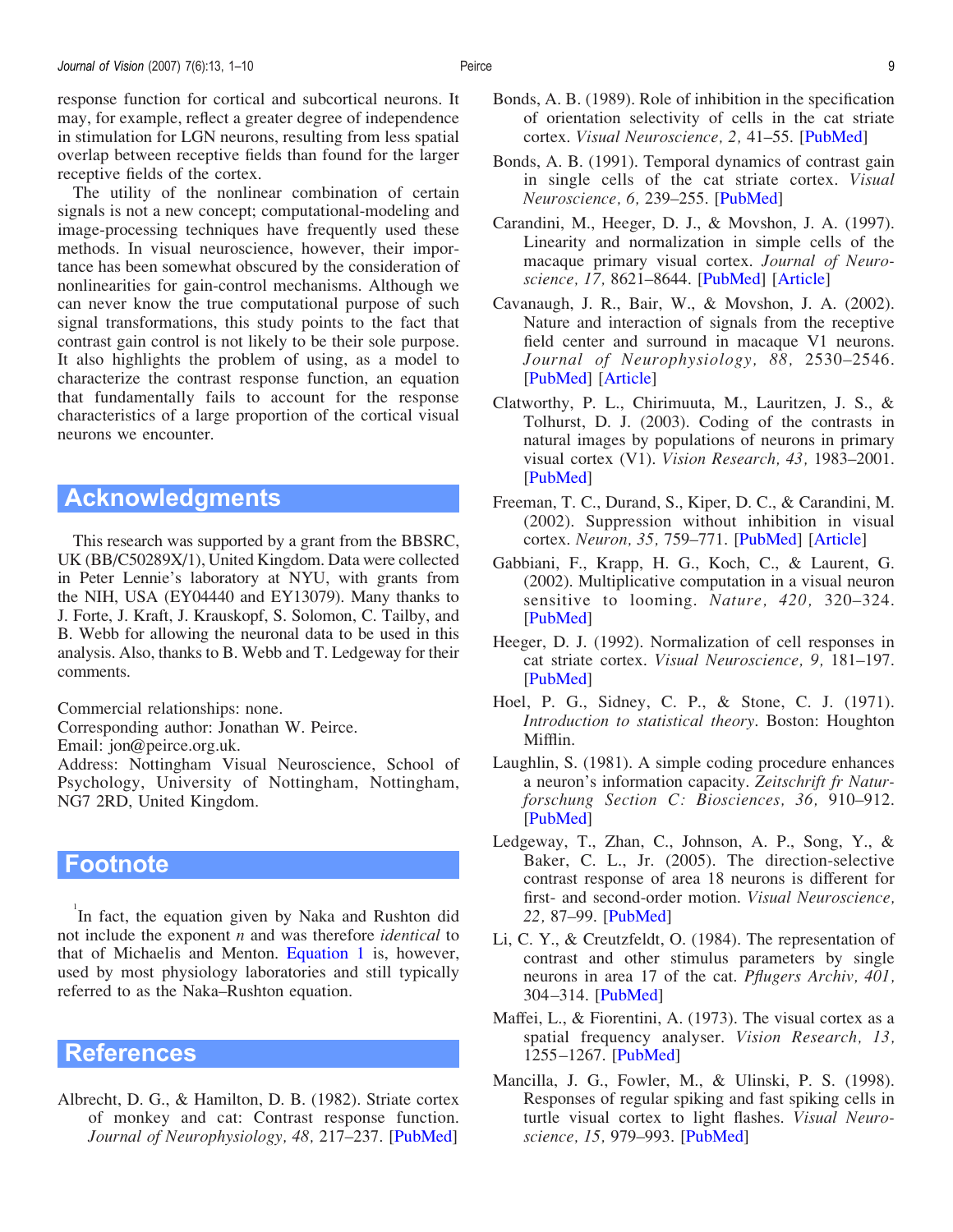response function for cortical and subcortical neurons. It may, for example, reflect a greater degree of independence in stimulation for LGN neurons, resulting from less spatial overlap between receptive fields than found for the larger receptive fields of the cortex.

The utility of the nonlinear combination of certain signals is not a new concept; computational-modeling and image-processing techniques have frequently used these methods. In visual neuroscience, however, their importance has been somewhat obscured by the consideration of nonlinearities for gain-control mechanisms. Although we can never know the true computational purpose of such signal transformations, this study points to the fact that contrast gain control is not likely to be their sole purpose. It also highlights the problem of using, as a model to characterize the contrast response function, an equation that fundamentally fails to account for the response characteristics of a large proportion of the cortical visual neurons we encounter.

## Acknowledgments

This research was supported by a grant from the BBSRC, UK (BB/C50289X/1), United Kingdom. Data were collected in Peter Lennie's laboratory at NYU, with grants from the NIH, USA (EY04440 and EY13079). Many thanks to J. Forte, J. Kraft, J. Krauskopf, S. Solomon, C. Tailby, and B. Webb for allowing the neuronal data to be used in this analysis. Also, thanks to B. Webb and T. Ledgeway for their comments.

Commercial relationships: none.
Corresponding author: Jonathan W. Peirce.
Email: jon@peirce.org.uk.
Address: Nottingham Visual Neuroscience, School of Psychology, University of Nottingham, Nottingham, NG7 2RD, United Kingdom.

## Footnote

[1] In fact, the equation given by Naka and Rushton did not include the exponent $n$ and was therefore *identical* to that of Michaelis and Menton. Equation 1 is, however, used by most physiology laboratories and still typically referred to as the Naka–Rushton equation.

## References

Albrecht, D. G., & Hamilton, D. B. (1982). Striate cortex of monkey and cat: Contrast response function. *Journal of Neurophysiology, 48,* 217–237. [PubMed]

Bonds, A. B. (1989). Role of inhibition in the specification of orientation selectivity of cells in the cat striate cortex. *Visual Neuroscience, 2,* 41–55. [PubMed]

Bonds, A. B. (1991). Temporal dynamics of contrast gain in single cells of the cat striate cortex. *Visual Neuroscience, 6,* 239–255. [PubMed]

Carandini, M., Heeger, D. J., & Movshon, J. A. (1997). Linearity and normalization in simple cells of the macaque primary visual cortex. *Journal of Neuroscience, 17,* 8621–8644. [PubMed] [Article]

Cavanaugh, J. R., Bair, W., & Movshon, J. A. (2002). Nature and interaction of signals from the receptive field center and surround in macaque V1 neurons. *Journal of Neurophysiology, 88,* 2530–2546. [PubMed] [Article]

Clatworthy, P. L., Chirimuuta, M., Lauritzen, J. S., & Tolhurst, D. J. (2003). Coding of the contrasts in natural images by populations of neurons in primary visual cortex (V1). *Vision Research, 43,* 1983–2001. [PubMed]

Freeman, T. C., Durand, S., Kiper, D. C., & Carandini, M. (2002). Suppression without inhibition in visual cortex. *Neuron, 35,* 759–771. [PubMed] [Article]

Gabbiani, F., Krapp, H. G., Koch, C., & Laurent, G. (2002). Multiplicative computation in a visual neuron sensitive to looming. *Nature, 420,* 320–324. [PubMed]

Heeger, D. J. (1992). Normalization of cell responses in cat striate cortex. *Visual Neuroscience, 9,* 181–197. [PubMed]

Hoel, P. G., Sidney, C. P., & Stone, C. J. (1971). *Introduction to statistical theory*. Boston: Houghton Mifflin.

Laughlin, S. (1981). A simple coding procedure enhances a neuron's information capacity. *Zeitschrift fr Naturforschung Section C: Biosciences, 36,* 910–912. [PubMed]

Ledgeway, T., Zhan, C., Johnson, A. P., Song, Y., & Baker, C. L., Jr. (2005). The direction-selective contrast response of area 18 neurons is different for first- and second-order motion. *Visual Neuroscience, 22,* 87–99. [PubMed]

Li, C. Y., & Creutzfeldt, O. (1984). The representation of contrast and other stimulus parameters by single neurons in area 17 of the cat. *Pflugers Archiv, 401,* 304–314. [PubMed]

Maffei, L., & Fiorentini, A. (1973). The visual cortex as a spatial frequency analyser. *Vision Research, 13,* 1255–1267. [PubMed]

Mancilla, J. G., Fowler, M., & Ulinski, P. S. (1998). Responses of regular spiking and fast spiking cells in turtle visual cortex to light flashes. *Visual Neuroscience, 15,* 979–993. [PubMed]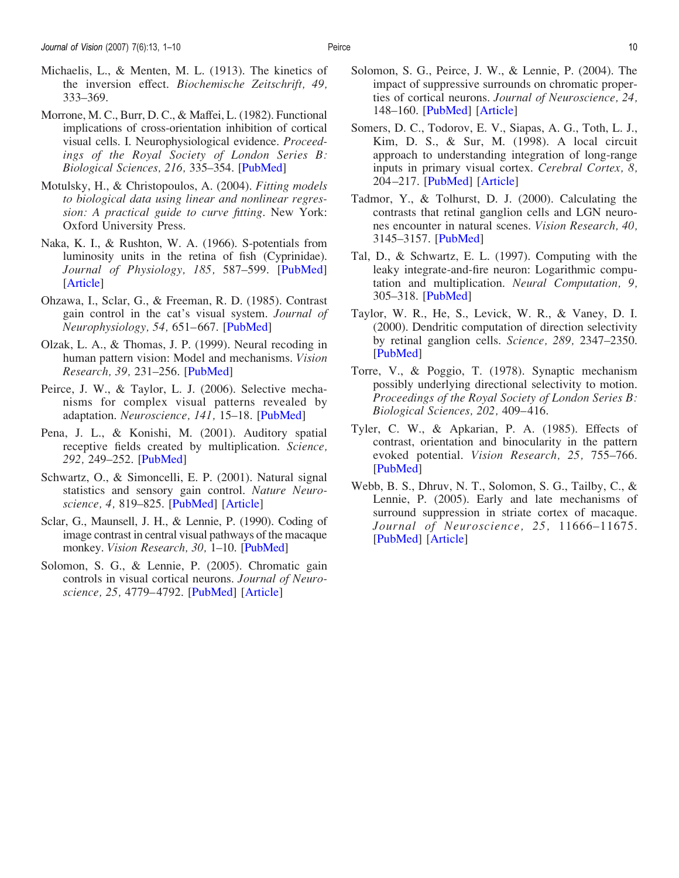Michaelis, L., & Menten, M. L. (1913). The kinetics of the inversion effect. *Biochemische Zeitschrift, 49,* 333–369.

Morrone, M. C., Burr, D. C., & Maffei, L. (1982). Functional implications of cross-orientation inhibition of cortical visual cells. I. Neurophysiological evidence. *Proceedings of the Royal Society of London Series B: Biological Sciences, 216,* 335–354. [PubMed]

Motulsky, H., & Christopoulos, A. (2004). *Fitting models to biological data using linear and nonlinear regression: A practical guide to curve fitting*. New York: Oxford University Press.

Naka, K. I., & Rushton, W. A. (1966). S-potentials from luminosity units in the retina of fish (Cyprinidae). *Journal of Physiology, 185,* 587–599. [PubMed] [Article]

Ohzawa, I., Sclar, G., & Freeman, R. D. (1985). Contrast gain control in the cat's visual system. *Journal of Neurophysiology, 54,* 651–667. [PubMed]

Olzak, L. A., & Thomas, J. P. (1999). Neural recoding in human pattern vision: Model and mechanisms. *Vision Research, 39,* 231–256. [PubMed]

Peirce, J. W., & Taylor, L. J. (2006). Selective mechanisms for complex visual patterns revealed by adaptation. *Neuroscience, 141,* 15–18. [PubMed]

Pena, J. L., & Konishi, M. (2001). Auditory spatial receptive fields created by multiplication. *Science, 292,* 249–252. [PubMed]

Schwartz, O., & Simoncelli, E. P. (2001). Natural signal statistics and sensory gain control. *Nature Neuroscience, 4,* 819–825. [PubMed] [Article]

Sclar, G., Maunsell, J. H., & Lennie, P. (1990). Coding of image contrast in central visual pathways of the macaque monkey. *Vision Research, 30,* 1–10. [PubMed]

Solomon, S. G., & Lennie, P. (2005). Chromatic gain controls in visual cortical neurons. *Journal of Neuroscience, 25,* 4779–4792. [PubMed] [Article]

Solomon, S. G., Peirce, J. W., & Lennie, P. (2004). The impact of suppressive surrounds on chromatic properties of cortical neurons. *Journal of Neuroscience, 24,* 148–160. [PubMed] [Article]

Somers, D. C., Todorov, E. V., Siapas, A. G., Toth, L. J., Kim, D. S., & Sur, M. (1998). A local circuit approach to understanding integration of long-range inputs in primary visual cortex. *Cerebral Cortex, 8,* 204–217. [PubMed] [Article]

Tadmor, Y., & Tolhurst, D. J. (2000). Calculating the contrasts that retinal ganglion cells and LGN neurones encounter in natural scenes. *Vision Research, 40,* 3145–3157. [PubMed]

Tal, D., & Schwartz, E. L. (1997). Computing with the leaky integrate-and-fire neuron: Logarithmic computation and multiplication. *Neural Computation, 9,* 305–318. [PubMed]

Taylor, W. R., He, S., Levick, W. R., & Vaney, D. I. (2000). Dendritic computation of direction selectivity by retinal ganglion cells. *Science, 289,* 2347–2350. [PubMed]

Torre, V., & Poggio, T. (1978). Synaptic mechanism possibly underlying directional selectivity to motion. *Proceedings of the Royal Society of London Series B: Biological Sciences, 202,* 409–416.

Tyler, C. W., & Apkarian, P. A. (1985). Effects of contrast, orientation and binocularity in the pattern evoked potential. *Vision Research, 25,* 755–766. [PubMed]

Webb, B. S., Dhruv, N. T., Solomon, S. G., Tailby, C., & Lennie, P. (2005). Early and late mechanisms of surround suppression in striate cortex of macaque. *Journal of Neuroscience, 25,* 11666–11675. [PubMed] [Article]